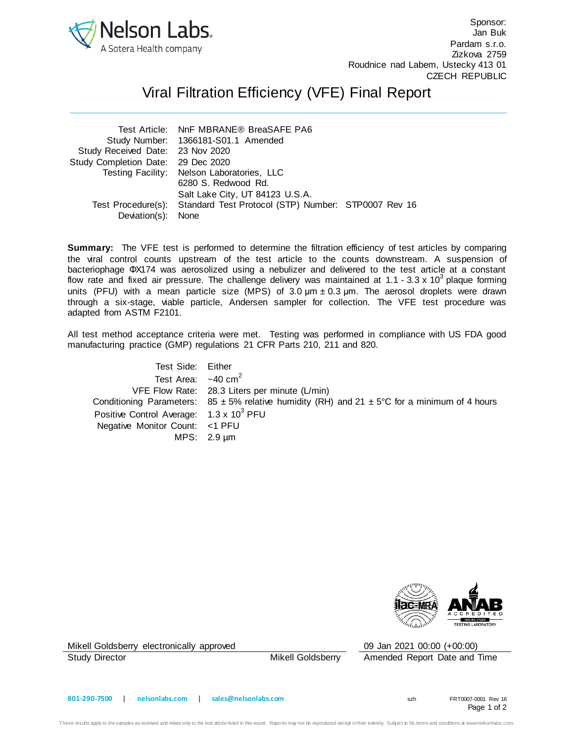Sponsor:
Jan Buk
Pardam s.r.o.
Zizkova 2759
Roudnice nad Labem, Ustecky 413 01
CZECH REPUBLIC

# Viral Filtration Efficiency (VFE) Final Report

| | |
|---|---|
| Test Article: | NnF MBRANE® BreaSAFE PA6 |
| Study Number: | 1366181-S01.1 Amended |
| Study Received Date: | 23 Nov 2020 |
| Study Completion Date: | 29 Dec 2020 |
| Testing Facility: | Nelson Laboratories, LLC<br>6280 S. Redwood Rd.<br>Salt Lake City, UT 84123 U.S.A. |
| Test Procedure(s): | Standard Test Protocol (STP) Number: STP0007 Rev 16 |
| Deviation(s): | None |

**Summary:** The VFE test is performed to determine the filtration efficiency of test articles by comparing the viral control counts upstream of the test article to the counts downstream. A suspension of bacteriophage ΦX174 was aerosolized using a nebulizer and delivered to the test article at a constant flow rate and fixed air pressure. The challenge delivery was maintained at 1.1 - 3.3 x $10^3$ plaque forming units (PFU) with a mean particle size (MPS) of 3.0 µm ± 0.3 µm. The aerosol droplets were drawn through a six-stage, viable particle, Andersen sampler for collection. The VFE test procedure was adapted from ASTM F2101.

All test method acceptance criteria were met. Testing was performed in compliance with US FDA good manufacturing practice (GMP) regulations 21 CFR Parts 210, 211 and 820.

| | |
|---|---|
| Test Side: | Either |
| Test Area: | ~40 $cm^2$ |
| VFE Flow Rate: | 28.3 Liters per minute (L/min) |
| Conditioning Parameters: | 85 ± 5% relative humidity (RH) and 21 ± 5°C for a minimum of 4 hours |
| Positive Control Average: | 1.3 x $10^3$ PFU |
| Negative Monitor Count: | <1 PFU |
| MPS: | 2.9 µm |

Mikell Goldsberry electronically approved
Study Director Mikell Goldsberry

09 Jan 2021 00:00 (+00:00)
Amended Report Date and Time

801-290-7500 | nelsonlabs.com | sales@nelsonlabs.com

szh FRT0007-0001 Rev 16

These results apply to the samples as received and relate only to the test article listed in this report. Reports may not be reproduced except in their entirety. Subject to NL terms and conditions at www.nelsonlabs.com.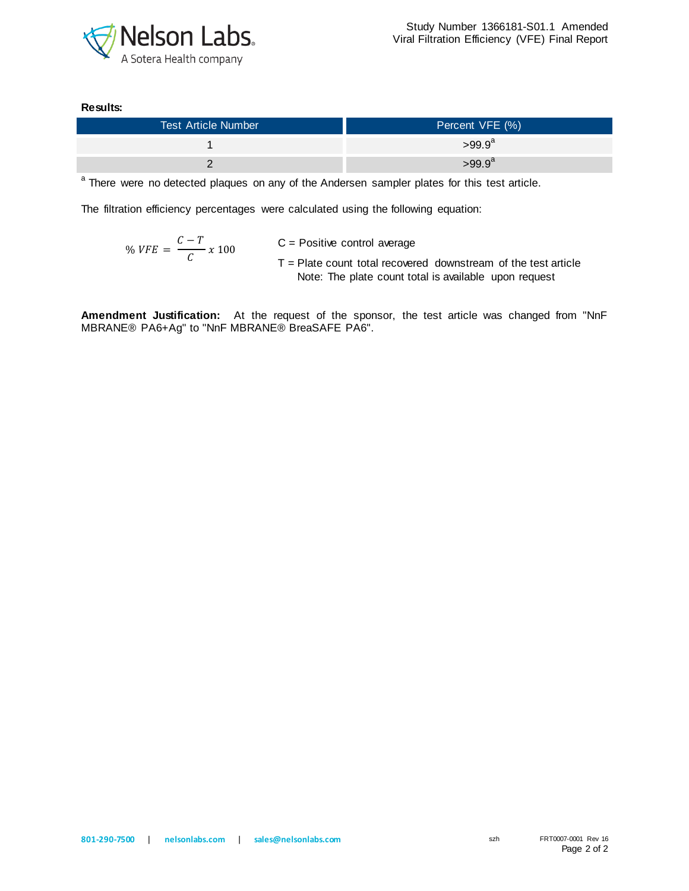**Results:**

| Test Article Number | Percent VFE (%) |
|---|---|
| 1 | >99.9[a] |
| 2 | >99.9[a] |

[a] There were no detected plaques on any of the Andersen sampler plates for this test article.

The filtration efficiency percentages were calculated using the following equation:

$$\% \, VFE = \frac{C - T}{C} \, x \, 100$$

C = Positive control average

T = Plate count total recovered downstream of the test article
Note: The plate count total is available upon request

**Amendment Justification:** At the request of the sponsor, the test article was changed from "NnF MBRANE® PA6+Ag" to "NnF MBRANE® BreaSAFE PA6".

szh FRT0007-0001 Rev 16